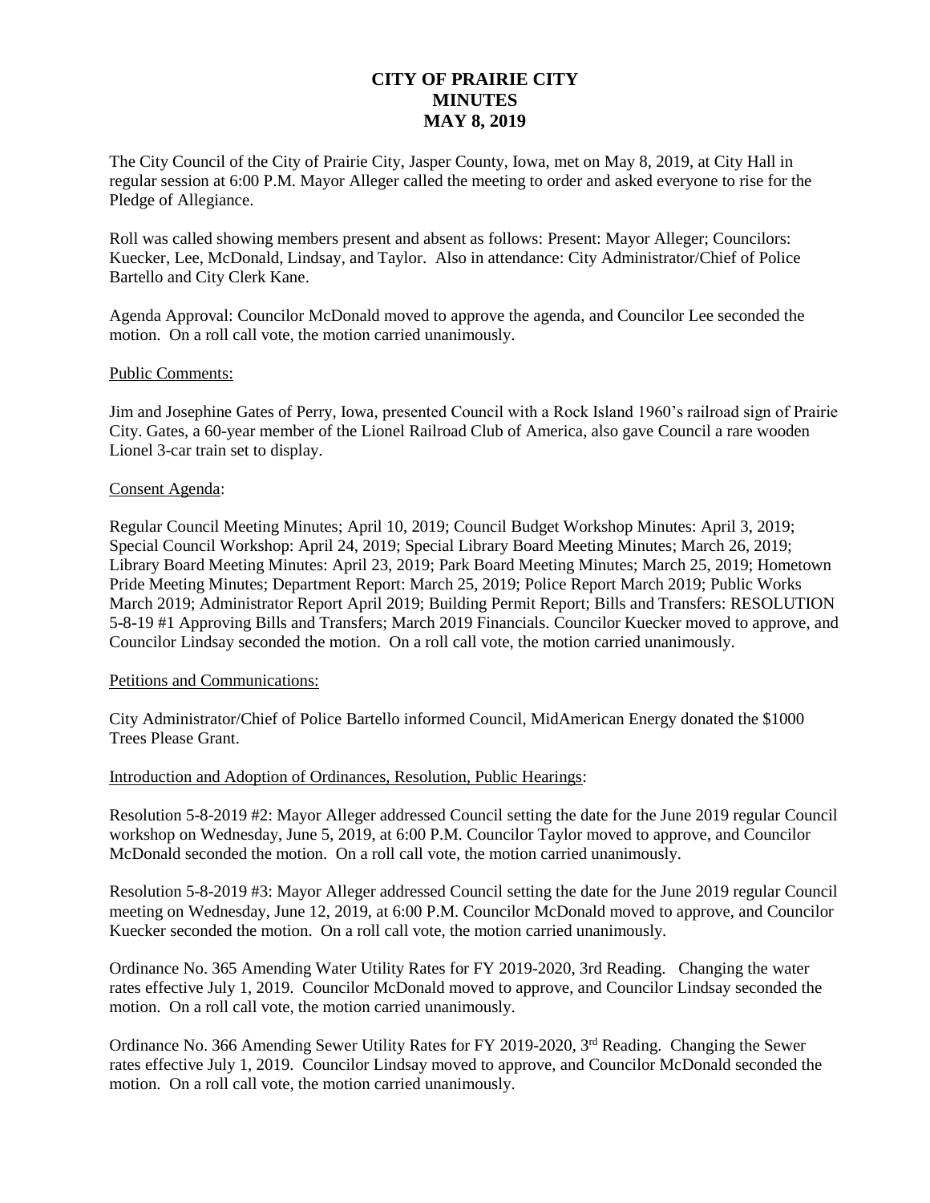# CITY OF PRAIRIE CITY
# MINUTES
# MAY 8, 2019

The City Council of the City of Prairie City, Jasper County, Iowa, met on May 8, 2019, at City Hall in regular session at 6:00 P.M. Mayor Alleger called the meeting to order and asked everyone to rise for the Pledge of Allegiance.

Roll was called showing members present and absent as follows: Present: Mayor Alleger; Councilors: Kuecker, Lee, McDonald, Lindsay, and Taylor. Also in attendance: City Administrator/Chief of Police Bartello and City Clerk Kane.

Agenda Approval: Councilor McDonald moved to approve the agenda, and Councilor Lee seconded the motion. On a roll call vote, the motion carried unanimously.

Public Comments:

Jim and Josephine Gates of Perry, Iowa, presented Council with a Rock Island 1960's railroad sign of Prairie City. Gates, a 60-year member of the Lionel Railroad Club of America, also gave Council a rare wooden Lionel 3-car train set to display.

Consent Agenda:

Regular Council Meeting Minutes; April 10, 2019; Council Budget Workshop Minutes: April 3, 2019; Special Council Workshop: April 24, 2019; Special Library Board Meeting Minutes; March 26, 2019; Library Board Meeting Minutes: April 23, 2019; Park Board Meeting Minutes; March 25, 2019; Hometown Pride Meeting Minutes; Department Report: March 25, 2019; Police Report March 2019; Public Works March 2019; Administrator Report April 2019; Building Permit Report; Bills and Transfers: RESOLUTION 5-8-19 #1 Approving Bills and Transfers; March 2019 Financials. Councilor Kuecker moved to approve, and Councilor Lindsay seconded the motion. On a roll call vote, the motion carried unanimously.

Petitions and Communications:

City Administrator/Chief of Police Bartello informed Council, MidAmerican Energy donated the $1000 Trees Please Grant.

Introduction and Adoption of Ordinances, Resolution, Public Hearings:

Resolution 5-8-2019 #2: Mayor Alleger addressed Council setting the date for the June 2019 regular Council workshop on Wednesday, June 5, 2019, at 6:00 P.M. Councilor Taylor moved to approve, and Councilor McDonald seconded the motion. On a roll call vote, the motion carried unanimously.

Resolution 5-8-2019 #3: Mayor Alleger addressed Council setting the date for the June 2019 regular Council meeting on Wednesday, June 12, 2019, at 6:00 P.M. Councilor McDonald moved to approve, and Councilor Kuecker seconded the motion. On a roll call vote, the motion carried unanimously.

Ordinance No. 365 Amending Water Utility Rates for FY 2019-2020, 3rd Reading. Changing the water rates effective July 1, 2019. Councilor McDonald moved to approve, and Councilor Lindsay seconded the motion. On a roll call vote, the motion carried unanimously.

Ordinance No. 366 Amending Sewer Utility Rates for FY 2019-2020, 3rd Reading. Changing the Sewer rates effective July 1, 2019. Councilor Lindsay moved to approve, and Councilor McDonald seconded the motion. On a roll call vote, the motion carried unanimously.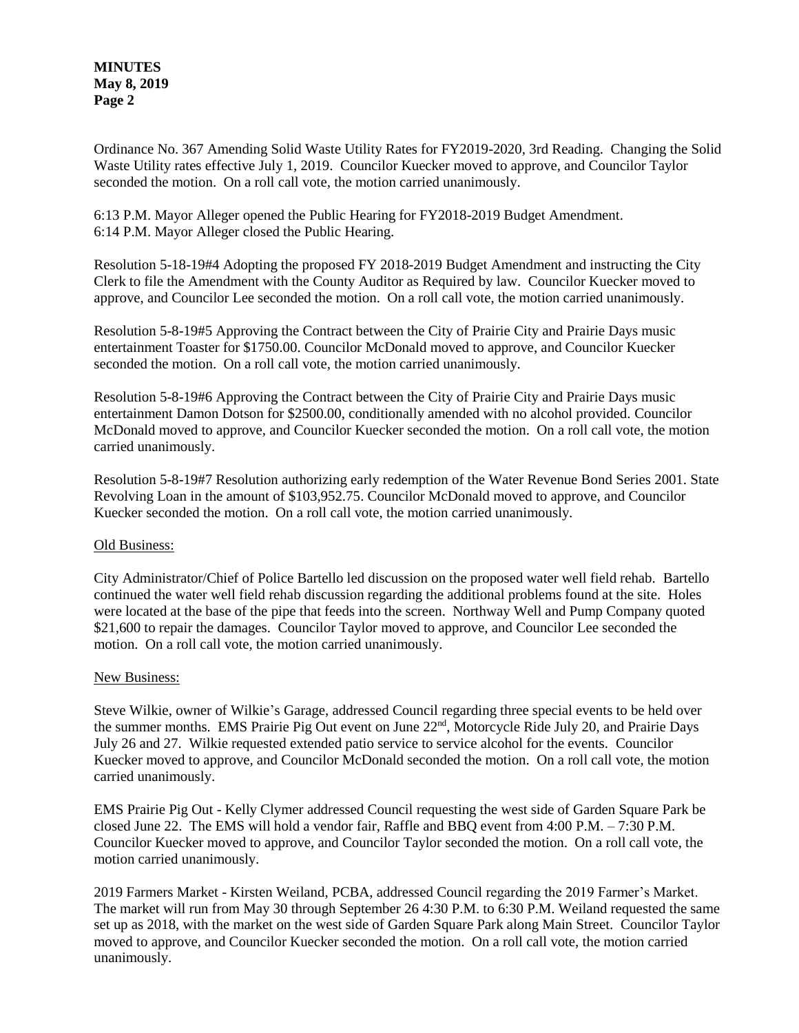Ordinance No. 367 Amending Solid Waste Utility Rates for FY2019-2020, 3rd Reading. Changing the Solid Waste Utility rates effective July 1, 2019. Councilor Kuecker moved to approve, and Councilor Taylor seconded the motion. On a roll call vote, the motion carried unanimously.

6:13 P.M. Mayor Alleger opened the Public Hearing for FY2018-2019 Budget Amendment.
6:14 P.M. Mayor Alleger closed the Public Hearing.

Resolution 5-18-19#4 Adopting the proposed FY 2018-2019 Budget Amendment and instructing the City Clerk to file the Amendment with the County Auditor as Required by law. Councilor Kuecker moved to approve, and Councilor Lee seconded the motion. On a roll call vote, the motion carried unanimously.

Resolution 5-8-19#5 Approving the Contract between the City of Prairie City and Prairie Days music entertainment Toaster for $1750.00. Councilor McDonald moved to approve, and Councilor Kuecker seconded the motion. On a roll call vote, the motion carried unanimously.

Resolution 5-8-19#6 Approving the Contract between the City of Prairie City and Prairie Days music entertainment Damon Dotson for $2500.00, conditionally amended with no alcohol provided. Councilor McDonald moved to approve, and Councilor Kuecker seconded the motion. On a roll call vote, the motion carried unanimously.

Resolution 5-8-19#7 Resolution authorizing early redemption of the Water Revenue Bond Series 2001. State Revolving Loan in the amount of $103,952.75. Councilor McDonald moved to approve, and Councilor Kuecker seconded the motion. On a roll call vote, the motion carried unanimously.

Old Business:

City Administrator/Chief of Police Bartello led discussion on the proposed water well field rehab. Bartello continued the water well field rehab discussion regarding the additional problems found at the site. Holes were located at the base of the pipe that feeds into the screen. Northway Well and Pump Company quoted $21,600 to repair the damages. Councilor Taylor moved to approve, and Councilor Lee seconded the motion. On a roll call vote, the motion carried unanimously.

New Business:

Steve Wilkie, owner of Wilkie's Garage, addressed Council regarding three special events to be held over the summer months. EMS Prairie Pig Out event on June 22nd, Motorcycle Ride July 20, and Prairie Days July 26 and 27. Wilkie requested extended patio service to service alcohol for the events. Councilor Kuecker moved to approve, and Councilor McDonald seconded the motion. On a roll call vote, the motion carried unanimously.

EMS Prairie Pig Out - Kelly Clymer addressed Council requesting the west side of Garden Square Park be closed June 22. The EMS will hold a vendor fair, Raffle and BBQ event from 4:00 P.M. – 7:30 P.M. Councilor Kuecker moved to approve, and Councilor Taylor seconded the motion. On a roll call vote, the motion carried unanimously.

2019 Farmers Market - Kirsten Weiland, PCBA, addressed Council regarding the 2019 Farmer's Market. The market will run from May 30 through September 26 4:30 P.M. to 6:30 P.M. Weiland requested the same set up as 2018, with the market on the west side of Garden Square Park along Main Street. Councilor Taylor moved to approve, and Councilor Kuecker seconded the motion. On a roll call vote, the motion carried unanimously.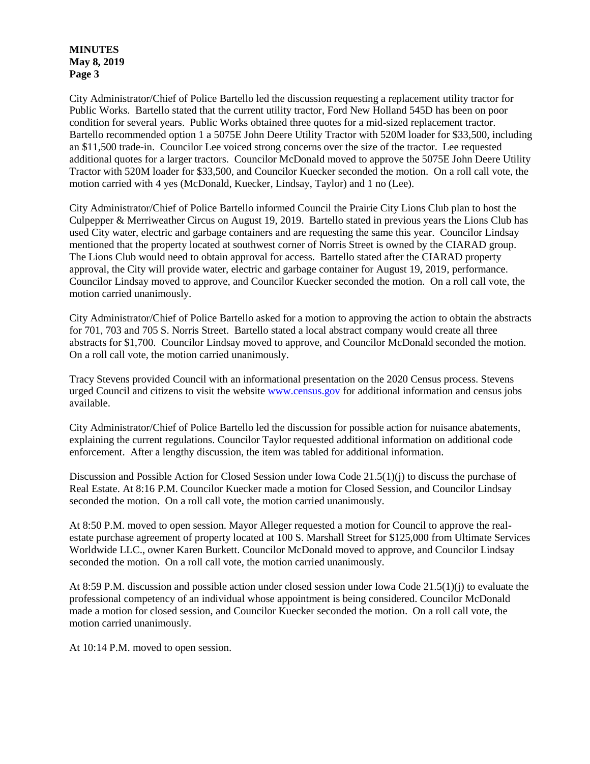**MINUTES**
**May 8, 2019**
**Page 3**

City Administrator/Chief of Police Bartello led the discussion requesting a replacement utility tractor for Public Works. Bartello stated that the current utility tractor, Ford New Holland 545D has been on poor condition for several years. Public Works obtained three quotes for a mid-sized replacement tractor. Bartello recommended option 1 a 5075E John Deere Utility Tractor with 520M loader for $33,500, including an $11,500 trade-in. Councilor Lee voiced strong concerns over the size of the tractor. Lee requested additional quotes for a larger tractors. Councilor McDonald moved to approve the 5075E John Deere Utility Tractor with 520M loader for $33,500, and Councilor Kuecker seconded the motion. On a roll call vote, the motion carried with 4 yes (McDonald, Kuecker, Lindsay, Taylor) and 1 no (Lee).

City Administrator/Chief of Police Bartello informed Council the Prairie City Lions Club plan to host the Culpepper & Merriweather Circus on August 19, 2019. Bartello stated in previous years the Lions Club has used City water, electric and garbage containers and are requesting the same this year. Councilor Lindsay mentioned that the property located at southwest corner of Norris Street is owned by the CIARAD group. The Lions Club would need to obtain approval for access. Bartello stated after the CIARAD property approval, the City will provide water, electric and garbage container for August 19, 2019, performance. Councilor Lindsay moved to approve, and Councilor Kuecker seconded the motion. On a roll call vote, the motion carried unanimously.

City Administrator/Chief of Police Bartello asked for a motion to approving the action to obtain the abstracts for 701, 703 and 705 S. Norris Street. Bartello stated a local abstract company would create all three abstracts for $1,700. Councilor Lindsay moved to approve, and Councilor McDonald seconded the motion. On a roll call vote, the motion carried unanimously.

Tracy Stevens provided Council with an informational presentation on the 2020 Census process. Stevens urged Council and citizens to visit the website www.census.gov for additional information and census jobs available.

City Administrator/Chief of Police Bartello led the discussion for possible action for nuisance abatements, explaining the current regulations. Councilor Taylor requested additional information on additional code enforcement. After a lengthy discussion, the item was tabled for additional information.

Discussion and Possible Action for Closed Session under Iowa Code 21.5(1)(j) to discuss the purchase of Real Estate. At 8:16 P.M. Councilor Kuecker made a motion for Closed Session, and Councilor Lindsay seconded the motion. On a roll call vote, the motion carried unanimously.

At 8:50 P.M. moved to open session. Mayor Alleger requested a motion for Council to approve the real-estate purchase agreement of property located at 100 S. Marshall Street for $125,000 from Ultimate Services Worldwide LLC., owner Karen Burkett. Councilor McDonald moved to approve, and Councilor Lindsay seconded the motion. On a roll call vote, the motion carried unanimously.

At 8:59 P.M. discussion and possible action under closed session under Iowa Code 21.5(1)(j) to evaluate the professional competency of an individual whose appointment is being considered. Councilor McDonald made a motion for closed session, and Councilor Kuecker seconded the motion. On a roll call vote, the motion carried unanimously.

At 10:14 P.M. moved to open session.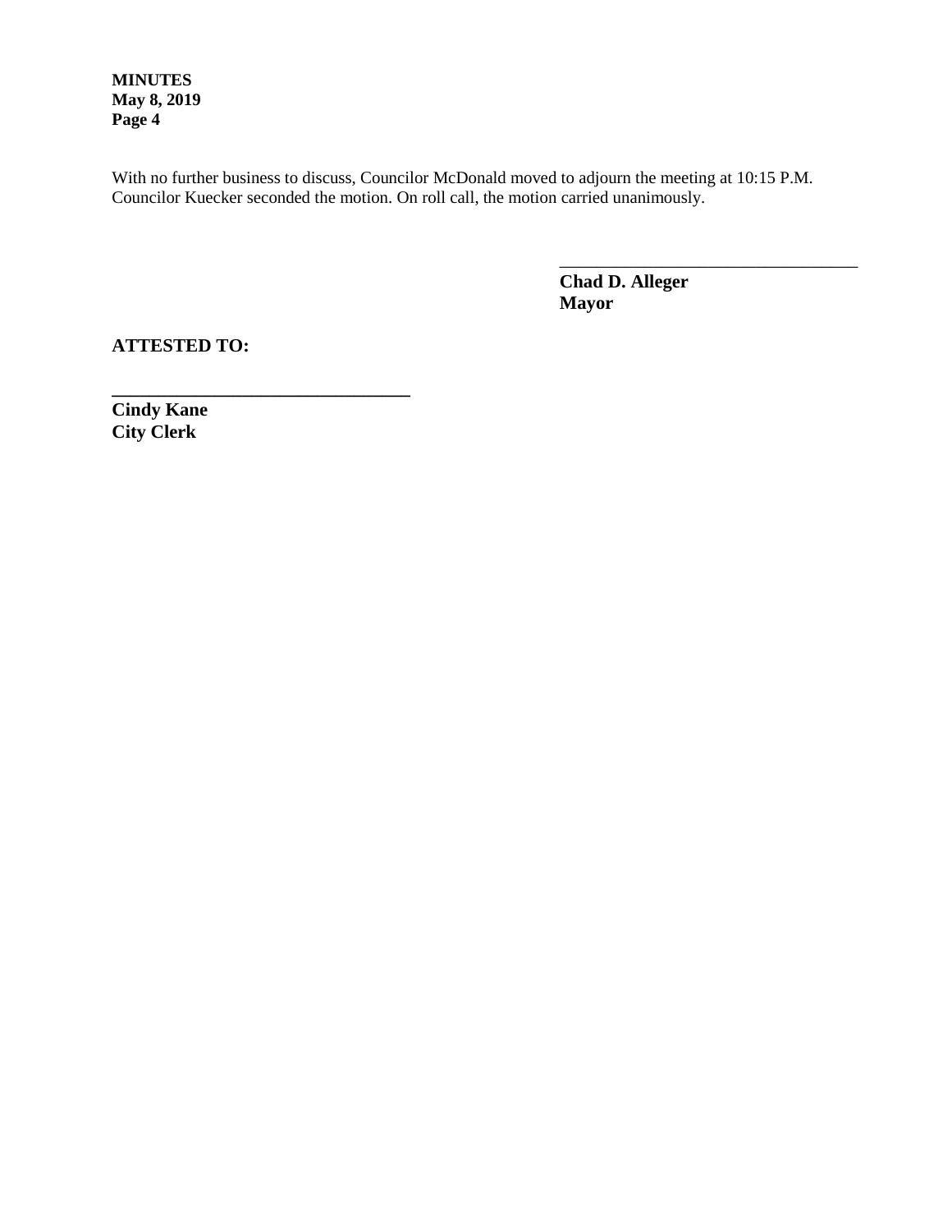With no further business to discuss, Councilor McDonald moved to adjourn the meeting at 10:15 P.M. Councilor Kuecker seconded the motion. On roll call, the motion carried unanimously.

\_\_\_\_\_\_\_\_\_\_\_\_\_\_\_\_\_\_\_\_\_\_\_\_\_\_\_\_\_\_\_\_\_\_

**Chad D. Alleger**
**Mayor**

**ATTESTED TO:**

\_\_\_\_\_\_\_\_\_\_\_\_\_\_\_\_\_\_\_\_\_\_\_\_\_\_\_\_\_\_\_\_\_\_

**Cindy Kane**
**City Clerk**